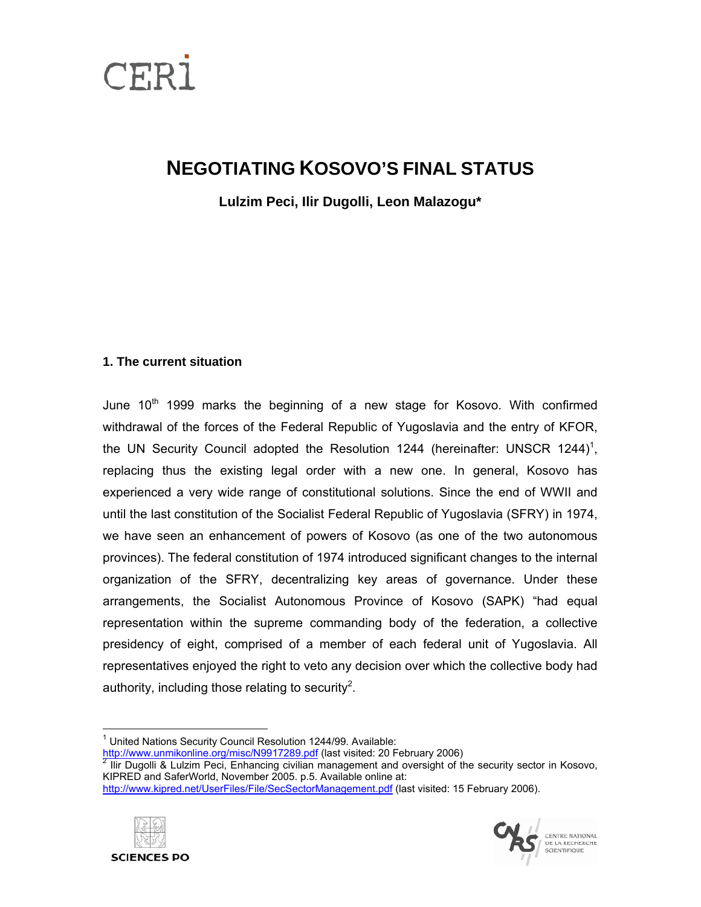# NEGOTIATING KOSOVO'S FINAL STATUS

**Lulzim Peci, Ilir Dugolli, Leon Malazogu***

## 1. The current situation

June 10th 1999 marks the beginning of a new stage for Kosovo. With confirmed withdrawal of the forces of the Federal Republic of Yugoslavia and the entry of KFOR, the UN Security Council adopted the Resolution 1244 (hereinafter: UNSCR 1244)[1], replacing thus the existing legal order with a new one. In general, Kosovo has experienced a very wide range of constitutional solutions. Since the end of WWII and until the last constitution of the Socialist Federal Republic of Yugoslavia (SFRY) in 1974, we have seen an enhancement of powers of Kosovo (as one of the two autonomous provinces). The federal constitution of 1974 introduced significant changes to the internal organization of the SFRY, decentralizing key areas of governance. Under these arrangements, the Socialist Autonomous Province of Kosovo (SAPK) "had equal representation within the supreme commanding body of the federation, a collective presidency of eight, comprised of a member of each federal unit of Yugoslavia. All representatives enjoyed the right to veto any decision over which the collective body had authority, including those relating to security[2].

---

[1] United Nations Security Council Resolution 1244/99. Available: http://www.unmikonline.org/misc/N9917289.pdf (last visited: 20 February 2006)

[2] Ilir Dugolli & Lulzim Peci, Enhancing civilian management and oversight of the security sector in Kosovo, KIPRED and SaferWorld, November 2005. p.5. Available online at: http://www.kipred.net/UserFiles/File/SecSectorManagement.pdf (last visited: 15 February 2006).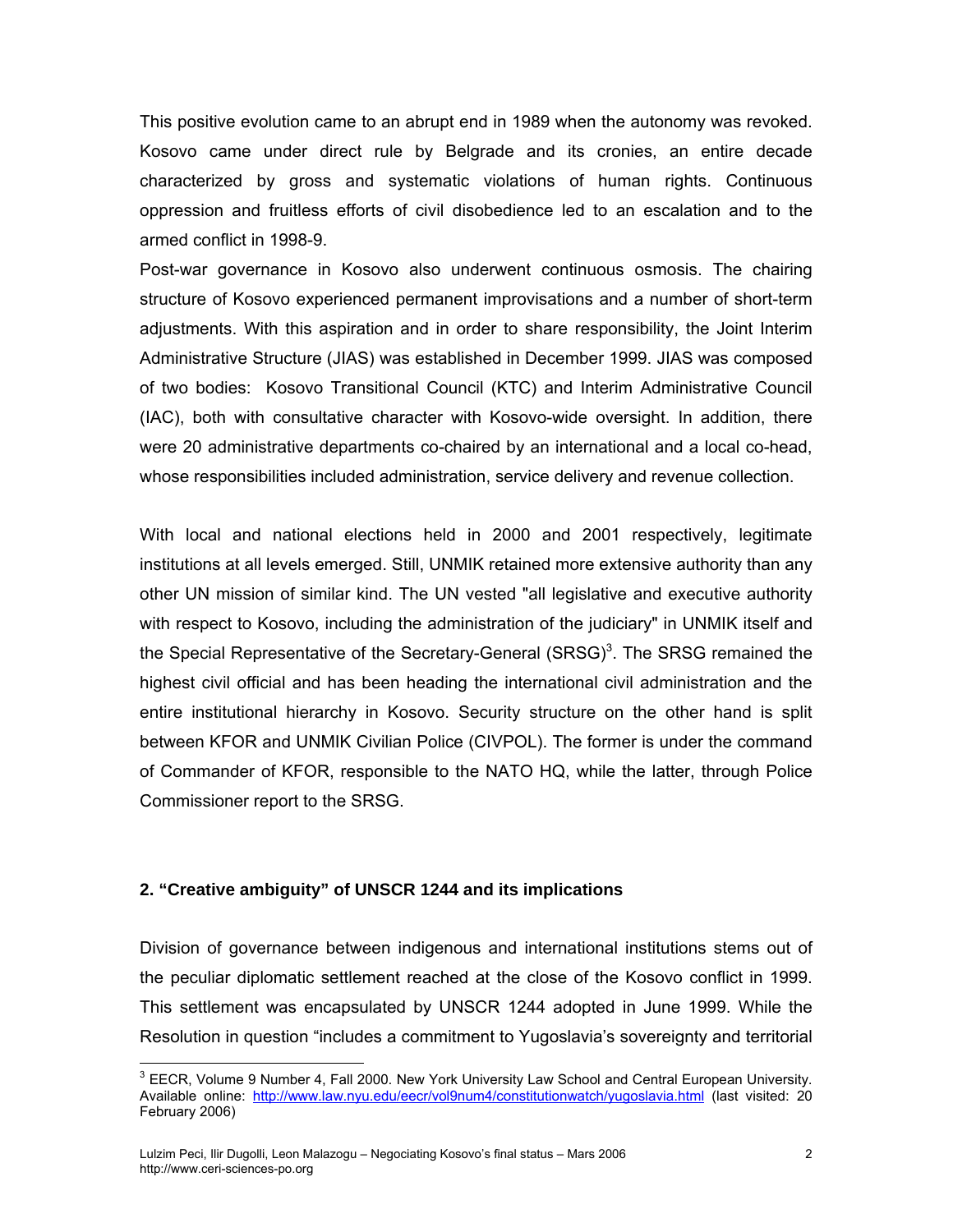This positive evolution came to an abrupt end in 1989 when the autonomy was revoked. Kosovo came under direct rule by Belgrade and its cronies, an entire decade characterized by gross and systematic violations of human rights. Continuous oppression and fruitless efforts of civil disobedience led to an escalation and to the armed conflict in 1998-9.

Post-war governance in Kosovo also underwent continuous osmosis. The chairing structure of Kosovo experienced permanent improvisations and a number of short-term adjustments. With this aspiration and in order to share responsibility, the Joint Interim Administrative Structure (JIAS) was established in December 1999. JIAS was composed of two bodies: Kosovo Transitional Council (KTC) and Interim Administrative Council (IAC), both with consultative character with Kosovo-wide oversight. In addition, there were 20 administrative departments co-chaired by an international and a local co-head, whose responsibilities included administration, service delivery and revenue collection.

With local and national elections held in 2000 and 2001 respectively, legitimate institutions at all levels emerged. Still, UNMIK retained more extensive authority than any other UN mission of similar kind. The UN vested "all legislative and executive authority with respect to Kosovo, including the administration of the judiciary" in UNMIK itself and the Special Representative of the Secretary-General (SRSG)[3]. The SRSG remained the highest civil official and has been heading the international civil administration and the entire institutional hierarchy in Kosovo. Security structure on the other hand is split between KFOR and UNMIK Civilian Police (CIVPOL). The former is under the command of Commander of KFOR, responsible to the NATO HQ, while the latter, through Police Commissioner report to the SRSG.

## 2. "Creative ambiguity" of UNSCR 1244 and its implications

Division of governance between indigenous and international institutions stems out of the peculiar diplomatic settlement reached at the close of the Kosovo conflict in 1999. This settlement was encapsulated by UNSCR 1244 adopted in June 1999. While the Resolution in question "includes a commitment to Yugoslavia's sovereignty and territorial

---

[3] EECR, Volume 9 Number 4, Fall 2000. New York University Law School and Central European University. Available online: http://www.law.nyu.edu/eecr/vol9num4/constitutionwatch/yugoslavia.html (last visited: 20 February 2006)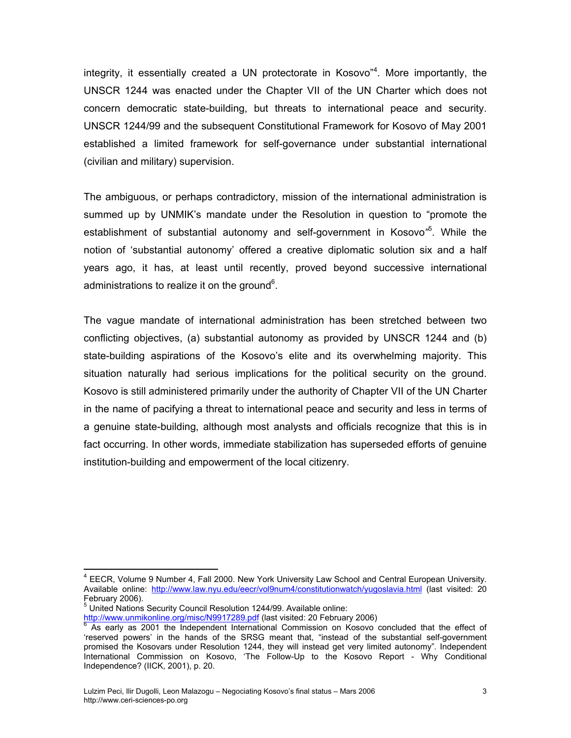integrity, it essentially created a UN protectorate in Kosovo"[4]. More importantly, the UNSCR 1244 was enacted under the Chapter VII of the UN Charter which does not concern democratic state-building, but threats to international peace and security. UNSCR 1244/99 and the subsequent Constitutional Framework for Kosovo of May 2001 established a limited framework for self-governance under substantial international (civilian and military) supervision.

The ambiguous, or perhaps contradictory, mission of the international administration is summed up by UNMIK's mandate under the Resolution in question to "promote the establishment of substantial autonomy and self-government in Kosovo"[5]. While the notion of 'substantial autonomy' offered a creative diplomatic solution six and a half years ago, it has, at least until recently, proved beyond successive international administrations to realize it on the ground[6].

The vague mandate of international administration has been stretched between two conflicting objectives, (a) substantial autonomy as provided by UNSCR 1244 and (b) state-building aspirations of the Kosovo's elite and its overwhelming majority. This situation naturally had serious implications for the political security on the ground. Kosovo is still administered primarily under the authority of Chapter VII of the UN Charter in the name of pacifying a threat to international peace and security and less in terms of a genuine state-building, although most analysts and officials recognize that this is in fact occurring. In other words, immediate stabilization has superseded efforts of genuine institution-building and empowerment of the local citizenry.

---

[4] EECR, Volume 9 Number 4, Fall 2000. New York University Law School and Central European University. Available online: http://www.law.nyu.edu/eecr/vol9num4/constitutionwatch/yugoslavia.html (last visited: 20 February 2006).

[5] United Nations Security Council Resolution 1244/99. Available online: http://www.unmikonline.org/misc/N9917289.pdf (last visited: 20 February 2006)

[6] As early as 2001 the Independent International Commission on Kosovo concluded that the effect of 'reserved powers' in the hands of the SRSG meant that, "instead of the substantial self-government promised the Kosovars under Resolution 1244, they will instead get very limited autonomy". Independent International Commission on Kosovo, 'The Follow-Up to the Kosovo Report - Why Conditional Independence? (IICK, 2001), p. 20.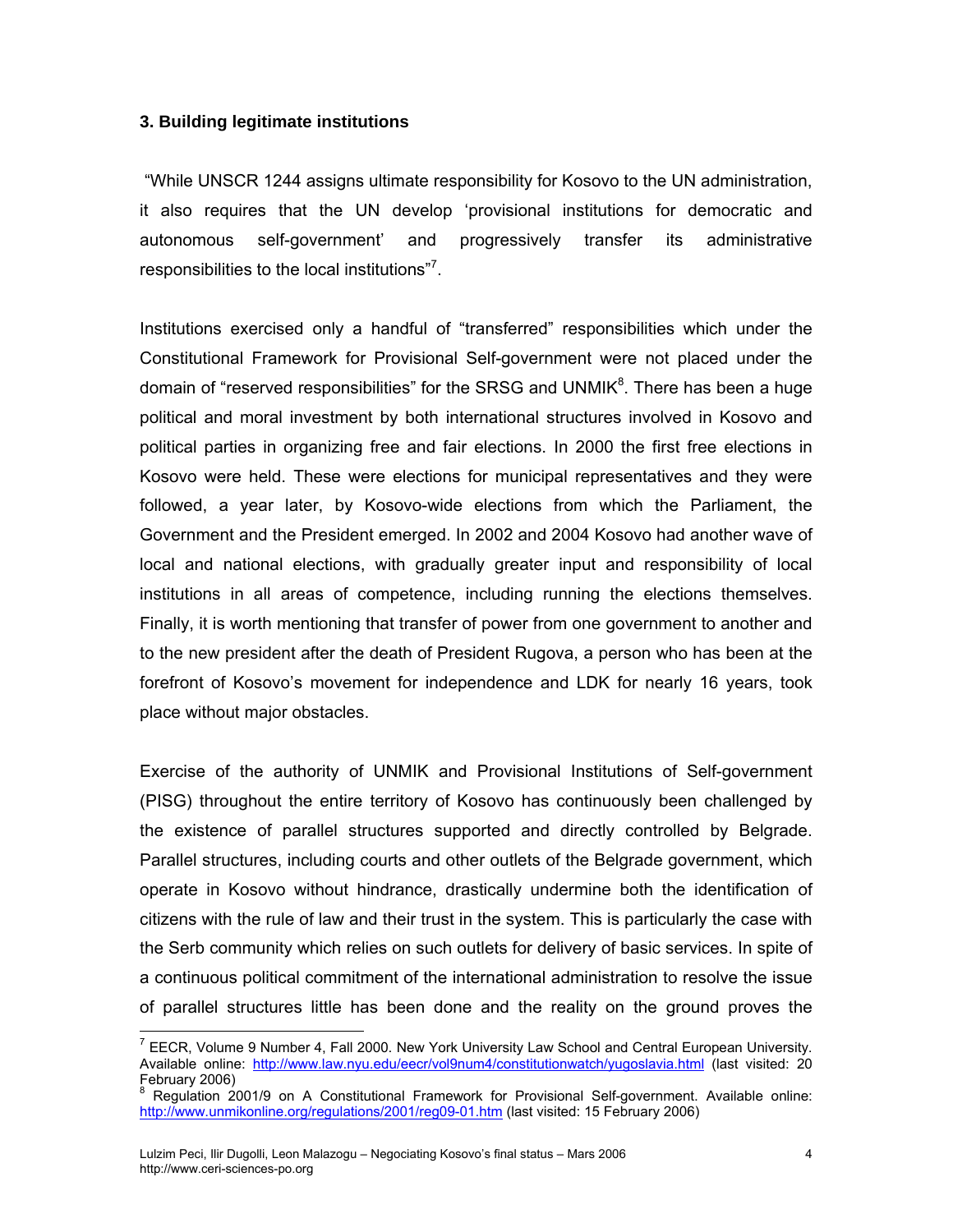### 3. Building legitimate institutions

"While UNSCR 1244 assigns ultimate responsibility for Kosovo to the UN administration, it also requires that the UN develop 'provisional institutions for democratic and autonomous self-government' and progressively transfer its administrative responsibilities to the local institutions"[7].

Institutions exercised only a handful of "transferred" responsibilities which under the Constitutional Framework for Provisional Self-government were not placed under the domain of "reserved responsibilities" for the SRSG and UNMIK[8]. There has been a huge political and moral investment by both international structures involved in Kosovo and political parties in organizing free and fair elections. In 2000 the first free elections in Kosovo were held. These were elections for municipal representatives and they were followed, a year later, by Kosovo-wide elections from which the Parliament, the Government and the President emerged. In 2002 and 2004 Kosovo had another wave of local and national elections, with gradually greater input and responsibility of local institutions in all areas of competence, including running the elections themselves. Finally, it is worth mentioning that transfer of power from one government to another and to the new president after the death of President Rugova, a person who has been at the forefront of Kosovo's movement for independence and LDK for nearly 16 years, took place without major obstacles.

Exercise of the authority of UNMIK and Provisional Institutions of Self-government (PISG) throughout the entire territory of Kosovo has continuously been challenged by the existence of parallel structures supported and directly controlled by Belgrade. Parallel structures, including courts and other outlets of the Belgrade government, which operate in Kosovo without hindrance, drastically undermine both the identification of citizens with the rule of law and their trust in the system. This is particularly the case with the Serb community which relies on such outlets for delivery of basic services. In spite of a continuous political commitment of the international administration to resolve the issue of parallel structures little has been done and the reality on the ground proves the

---

[7] EECR, Volume 9 Number 4, Fall 2000. New York University Law School and Central European University. Available online: http://www.law.nyu.edu/eecr/vol9num4/constitutionwatch/yugoslavia.html (last visited: 20 February 2006)

[8] Regulation 2001/9 on A Constitutional Framework for Provisional Self-government. Available online: http://www.unmikonline.org/regulations/2001/reg09-01.htm (last visited: 15 February 2006)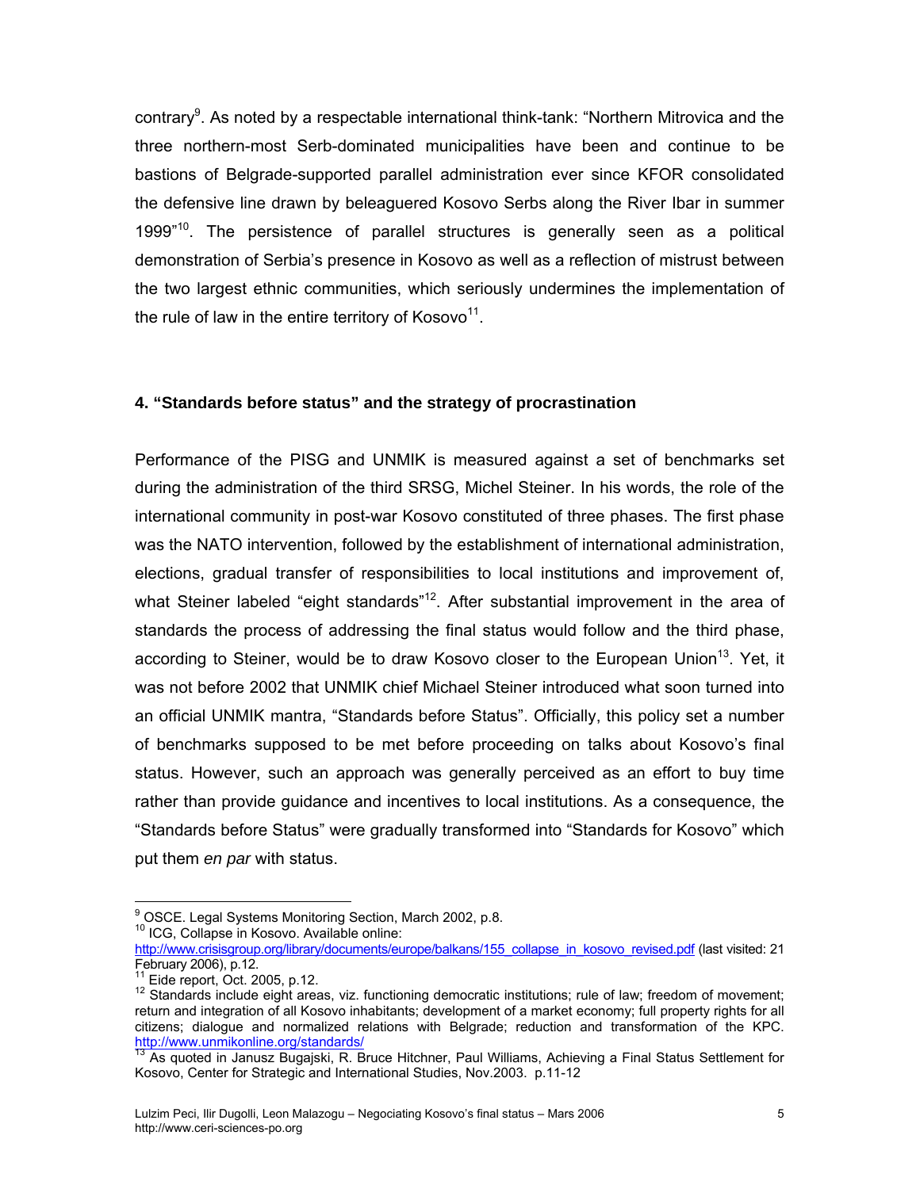contrary[9]. As noted by a respectable international think-tank: “Northern Mitrovica and the three northern-most Serb-dominated municipalities have been and continue to be bastions of Belgrade-supported parallel administration ever since KFOR consolidated the defensive line drawn by beleaguered Kosovo Serbs along the River Ibar in summer 1999”[10]. The persistence of parallel structures is generally seen as a political demonstration of Serbia’s presence in Kosovo as well as a reflection of mistrust between the two largest ethnic communities, which seriously undermines the implementation of the rule of law in the entire territory of Kosovo[11].

### 4. “Standards before status” and the strategy of procrastination

Performance of the PISG and UNMIK is measured against a set of benchmarks set during the administration of the third SRSG, Michel Steiner. In his words, the role of the international community in post-war Kosovo constituted of three phases. The first phase was the NATO intervention, followed by the establishment of international administration, elections, gradual transfer of responsibilities to local institutions and improvement of, what Steiner labeled “eight standards”[12]. After substantial improvement in the area of standards the process of addressing the final status would follow and the third phase, according to Steiner, would be to draw Kosovo closer to the European Union[13]. Yet, it was not before 2002 that UNMIK chief Michael Steiner introduced what soon turned into an official UNMIK mantra, “Standards before Status”. Officially, this policy set a number of benchmarks supposed to be met before proceeding on talks about Kosovo’s final status. However, such an approach was generally perceived as an effort to buy time rather than provide guidance and incentives to local institutions. As a consequence, the “Standards before Status” were gradually transformed into “Standards for Kosovo” which put them *en par* with status.

---

[9] OSCE. Legal Systems Monitoring Section, March 2002, p.8.

[10] ICG, Collapse in Kosovo. Available online: http://www.crisisgroup.org/library/documents/europe/balkans/155_collapse_in_kosovo_revised.pdf (last visited: 21 February 2006), p.12.

[11] Eide report, Oct. 2005, p.12.

[12] Standards include eight areas, viz. functioning democratic institutions; rule of law; freedom of movement; return and integration of all Kosovo inhabitants; development of a market economy; full property rights for all citizens; dialogue and normalized relations with Belgrade; reduction and transformation of the KPC. http://www.unmikonline.org/standards/

[13] As quoted in Janusz Bugajski, R. Bruce Hitchner, Paul Williams, Achieving a Final Status Settlement for Kosovo, Center for Strategic and International Studies, Nov.2003. p.11-12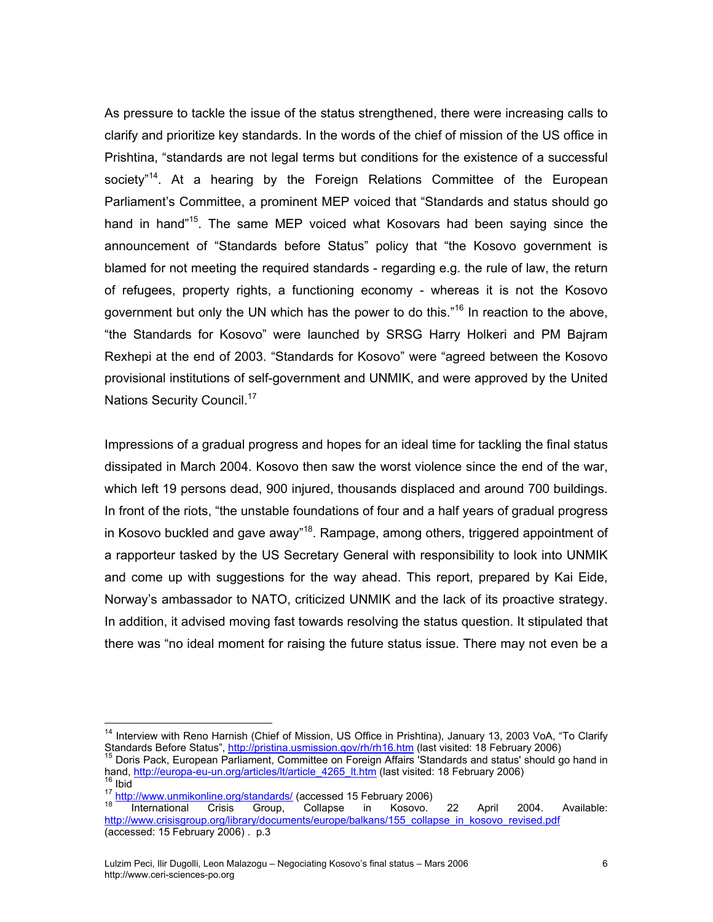As pressure to tackle the issue of the status strengthened, there were increasing calls to clarify and prioritize key standards. In the words of the chief of mission of the US office in Prishtina, "standards are not legal terms but conditions for the existence of a successful society"[14]. At a hearing by the Foreign Relations Committee of the European Parliament's Committee, a prominent MEP voiced that "Standards and status should go hand in hand"[15]. The same MEP voiced what Kosovars had been saying since the announcement of "Standards before Status" policy that "the Kosovo government is blamed for not meeting the required standards - regarding e.g. the rule of law, the return of refugees, property rights, a functioning economy - whereas it is not the Kosovo government but only the UN which has the power to do this."[16] In reaction to the above, "the Standards for Kosovo" were launched by SRSG Harry Holkeri and PM Bajram Rexhepi at the end of 2003. "Standards for Kosovo" were "agreed between the Kosovo provisional institutions of self-government and UNMIK, and were approved by the United Nations Security Council.[17]

Impressions of a gradual progress and hopes for an ideal time for tackling the final status dissipated in March 2004. Kosovo then saw the worst violence since the end of the war, which left 19 persons dead, 900 injured, thousands displaced and around 700 buildings. In front of the riots, "the unstable foundations of four and a half years of gradual progress in Kosovo buckled and gave away"[18]. Rampage, among others, triggered appointment of a rapporteur tasked by the US Secretary General with responsibility to look into UNMIK and come up with suggestions for the way ahead. This report, prepared by Kai Eide, Norway's ambassador to NATO, criticized UNMIK and the lack of its proactive strategy. In addition, it advised moving fast towards resolving the status question. It stipulated that there was "no ideal moment for raising the future status issue. There may not even be a

---

[14] Interview with Reno Harnish (Chief of Mission, US Office in Prishtina), January 13, 2003 VoA, "To Clarify Standards Before Status", http://pristina.usmission.gov/rh/rh16.htm (last visited: 18 February 2006)

[15] Doris Pack, European Parliament, Committee on Foreign Affairs 'Standards and status' should go hand in hand, http://europa-eu-un.org/articles/lt/article_4265_lt.htm (last visited: 18 February 2006)

[16] Ibid

[17] http://www.unmikonline.org/standards/ (accessed 15 February 2006)

[18] International Crisis Group, Collapse in Kosovo. 22 April 2004. Available: http://www.crisisgroup.org/library/documents/europe/balkans/155_collapse_in_kosovo_revised.pdf (accessed: 15 February 2006) . p.3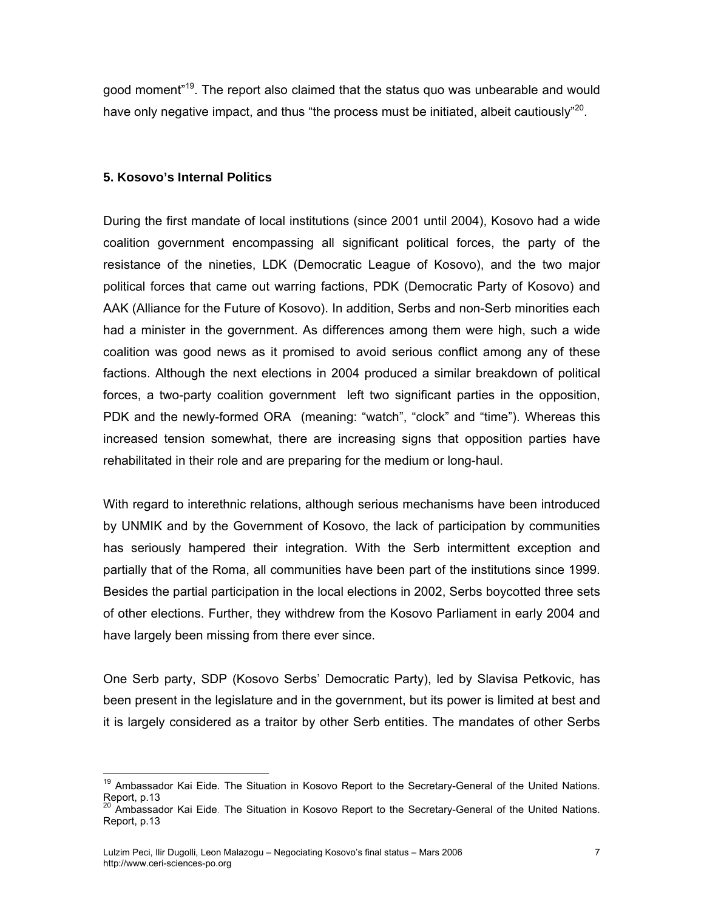good moment"[19]. The report also claimed that the status quo was unbearable and would have only negative impact, and thus "the process must be initiated, albeit cautiously"[20].

## 5. Kosovo's Internal Politics

During the first mandate of local institutions (since 2001 until 2004), Kosovo had a wide coalition government encompassing all significant political forces, the party of the resistance of the nineties, LDK (Democratic League of Kosovo), and the two major political forces that came out warring factions, PDK (Democratic Party of Kosovo) and AAK (Alliance for the Future of Kosovo). In addition, Serbs and non-Serb minorities each had a minister in the government. As differences among them were high, such a wide coalition was good news as it promised to avoid serious conflict among any of these factions. Although the next elections in 2004 produced a similar breakdown of political forces, a two-party coalition government left two significant parties in the opposition, PDK and the newly-formed ORA (meaning: "watch", "clock" and "time"). Whereas this increased tension somewhat, there are increasing signs that opposition parties have rehabilitated in their role and are preparing for the medium or long-haul.

With regard to interethnic relations, although serious mechanisms have been introduced by UNMIK and by the Government of Kosovo, the lack of participation by communities has seriously hampered their integration. With the Serb intermittent exception and partially that of the Roma, all communities have been part of the institutions since 1999. Besides the partial participation in the local elections in 2002, Serbs boycotted three sets of other elections. Further, they withdrew from the Kosovo Parliament in early 2004 and have largely been missing from there ever since.

One Serb party, SDP (Kosovo Serbs' Democratic Party), led by Slavisa Petkovic, has been present in the legislature and in the government, but its power is limited at best and it is largely considered as a traitor by other Serb entities. The mandates of other Serbs

---

[19] Ambassador Kai Eide. The Situation in Kosovo Report to the Secretary-General of the United Nations. Report, p.13

[20] Ambassador Kai Eide. The Situation in Kosovo Report to the Secretary-General of the United Nations. Report, p.13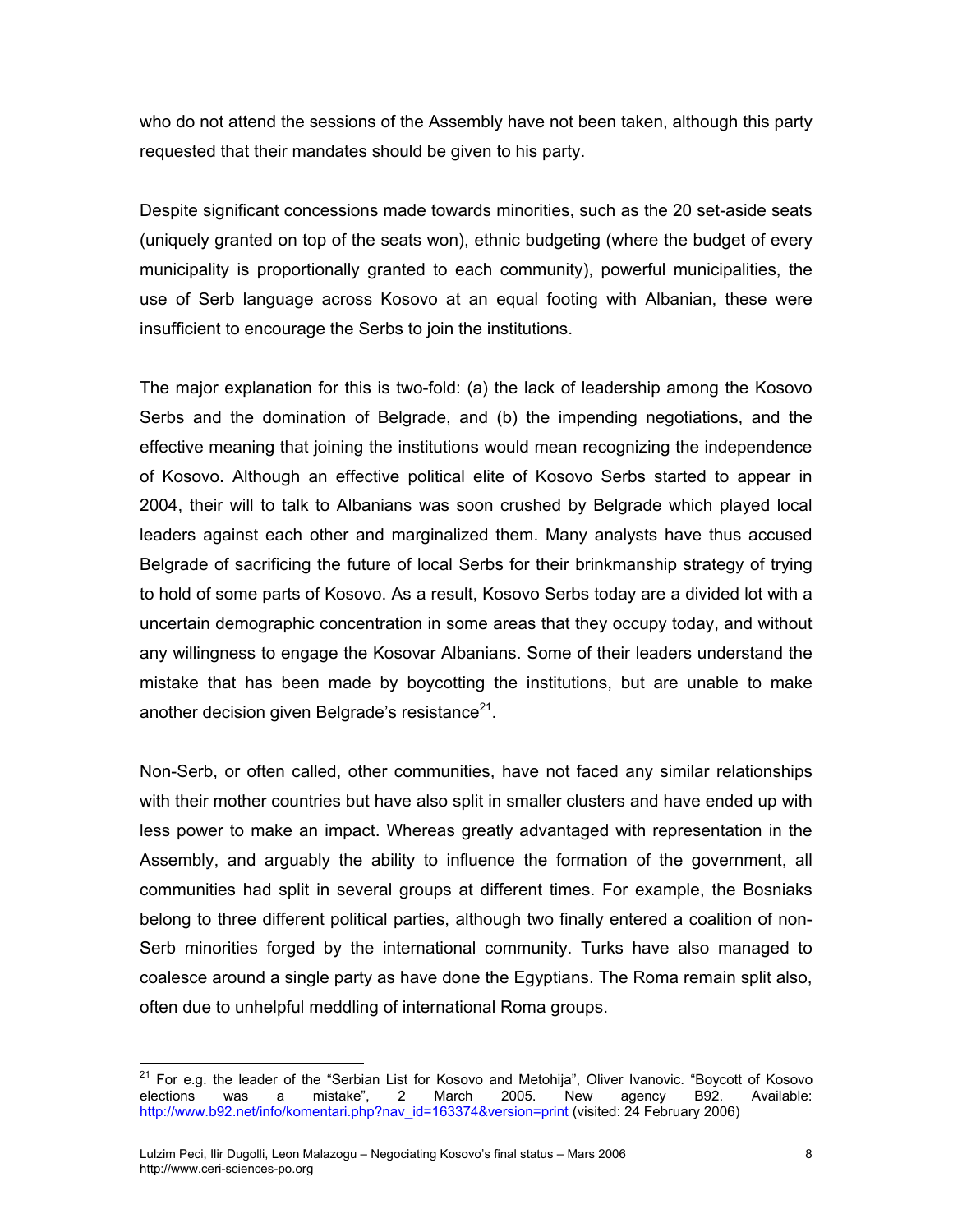who do not attend the sessions of the Assembly have not been taken, although this party requested that their mandates should be given to his party.

Despite significant concessions made towards minorities, such as the 20 set-aside seats (uniquely granted on top of the seats won), ethnic budgeting (where the budget of every municipality is proportionally granted to each community), powerful municipalities, the use of Serb language across Kosovo at an equal footing with Albanian, these were insufficient to encourage the Serbs to join the institutions.

The major explanation for this is two-fold: (a) the lack of leadership among the Kosovo Serbs and the domination of Belgrade, and (b) the impending negotiations, and the effective meaning that joining the institutions would mean recognizing the independence of Kosovo. Although an effective political elite of Kosovo Serbs started to appear in 2004, their will to talk to Albanians was soon crushed by Belgrade which played local leaders against each other and marginalized them. Many analysts have thus accused Belgrade of sacrificing the future of local Serbs for their brinkmanship strategy of trying to hold of some parts of Kosovo. As a result, Kosovo Serbs today are a divided lot with a uncertain demographic concentration in some areas that they occupy today, and without any willingness to engage the Kosovar Albanians. Some of their leaders understand the mistake that has been made by boycotting the institutions, but are unable to make another decision given Belgrade's resistance[21].

Non-Serb, or often called, other communities, have not faced any similar relationships with their mother countries but have also split in smaller clusters and have ended up with less power to make an impact. Whereas greatly advantaged with representation in the Assembly, and arguably the ability to influence the formation of the government, all communities had split in several groups at different times. For example, the Bosniaks belong to three different political parties, although two finally entered a coalition of non-Serb minorities forged by the international community. Turks have also managed to coalesce around a single party as have done the Egyptians. The Roma remain split also, often due to unhelpful meddling of international Roma groups.

---

[21] For e.g. the leader of the "Serbian List for Kosovo and Metohija", Oliver Ivanovic. "Boycott of Kosovo elections was a mistake", 2 March 2005. New agency B92. Available: http://www.b92.net/info/komentari.php?nav_id=163374&version=print (visited: 24 February 2006)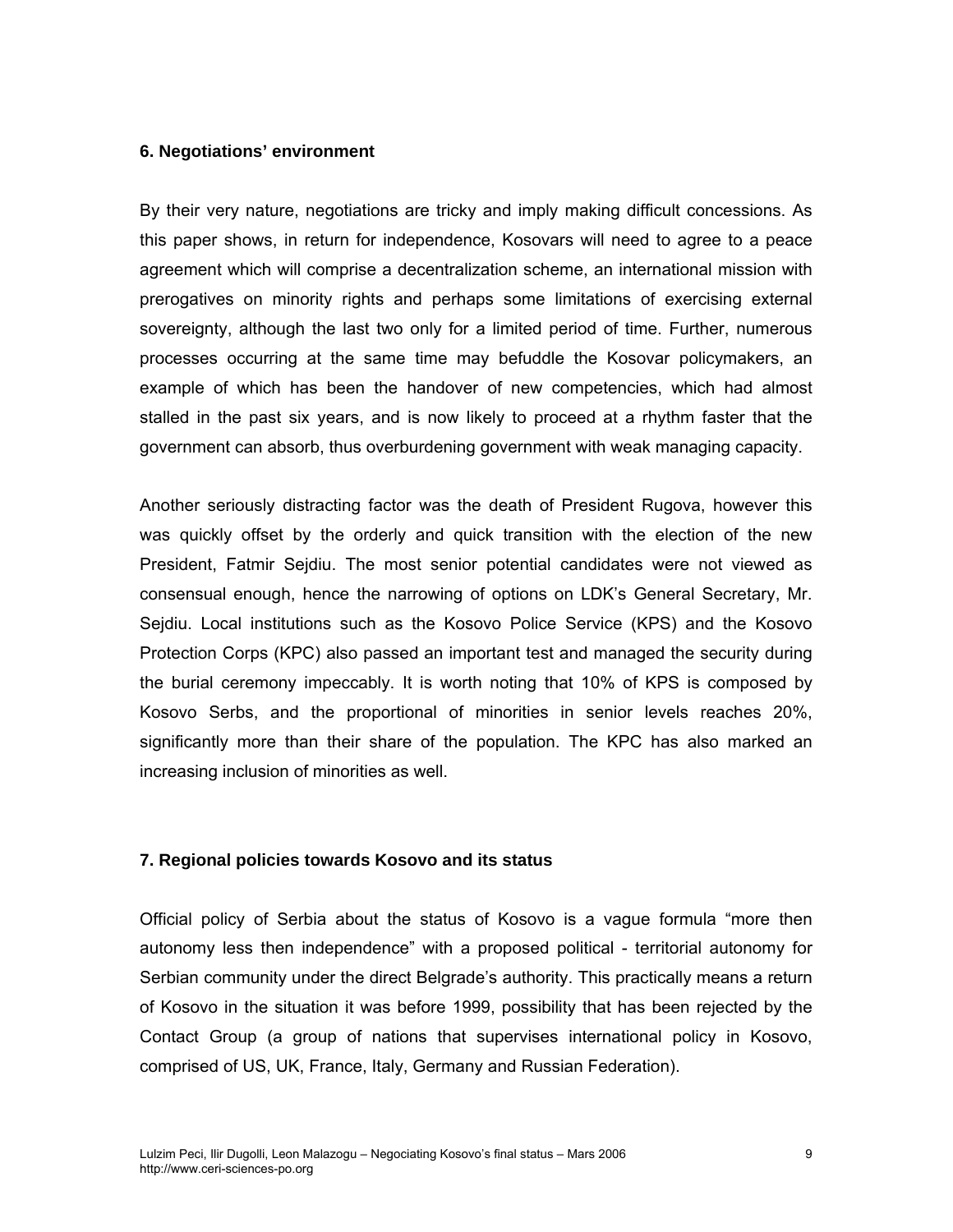## 6. Negotiations' environment

By their very nature, negotiations are tricky and imply making difficult concessions. As this paper shows, in return for independence, Kosovars will need to agree to a peace agreement which will comprise a decentralization scheme, an international mission with prerogatives on minority rights and perhaps some limitations of exercising external sovereignty, although the last two only for a limited period of time. Further, numerous processes occurring at the same time may befuddle the Kosovar policymakers, an example of which has been the handover of new competencies, which had almost stalled in the past six years, and is now likely to proceed at a rhythm faster that the government can absorb, thus overburdening government with weak managing capacity.

Another seriously distracting factor was the death of President Rugova, however this was quickly offset by the orderly and quick transition with the election of the new President, Fatmir Sejdiu. The most senior potential candidates were not viewed as consensual enough, hence the narrowing of options on LDK's General Secretary, Mr. Sejdiu. Local institutions such as the Kosovo Police Service (KPS) and the Kosovo Protection Corps (KPC) also passed an important test and managed the security during the burial ceremony impeccably. It is worth noting that 10% of KPS is composed by Kosovo Serbs, and the proportional of minorities in senior levels reaches 20%, significantly more than their share of the population. The KPC has also marked an increasing inclusion of minorities as well.

## 7. Regional policies towards Kosovo and its status

Official policy of Serbia about the status of Kosovo is a vague formula "more then autonomy less then independence" with a proposed political - territorial autonomy for Serbian community under the direct Belgrade's authority. This practically means a return of Kosovo in the situation it was before 1999, possibility that has been rejected by the Contact Group (a group of nations that supervises international policy in Kosovo, comprised of US, UK, France, Italy, Germany and Russian Federation).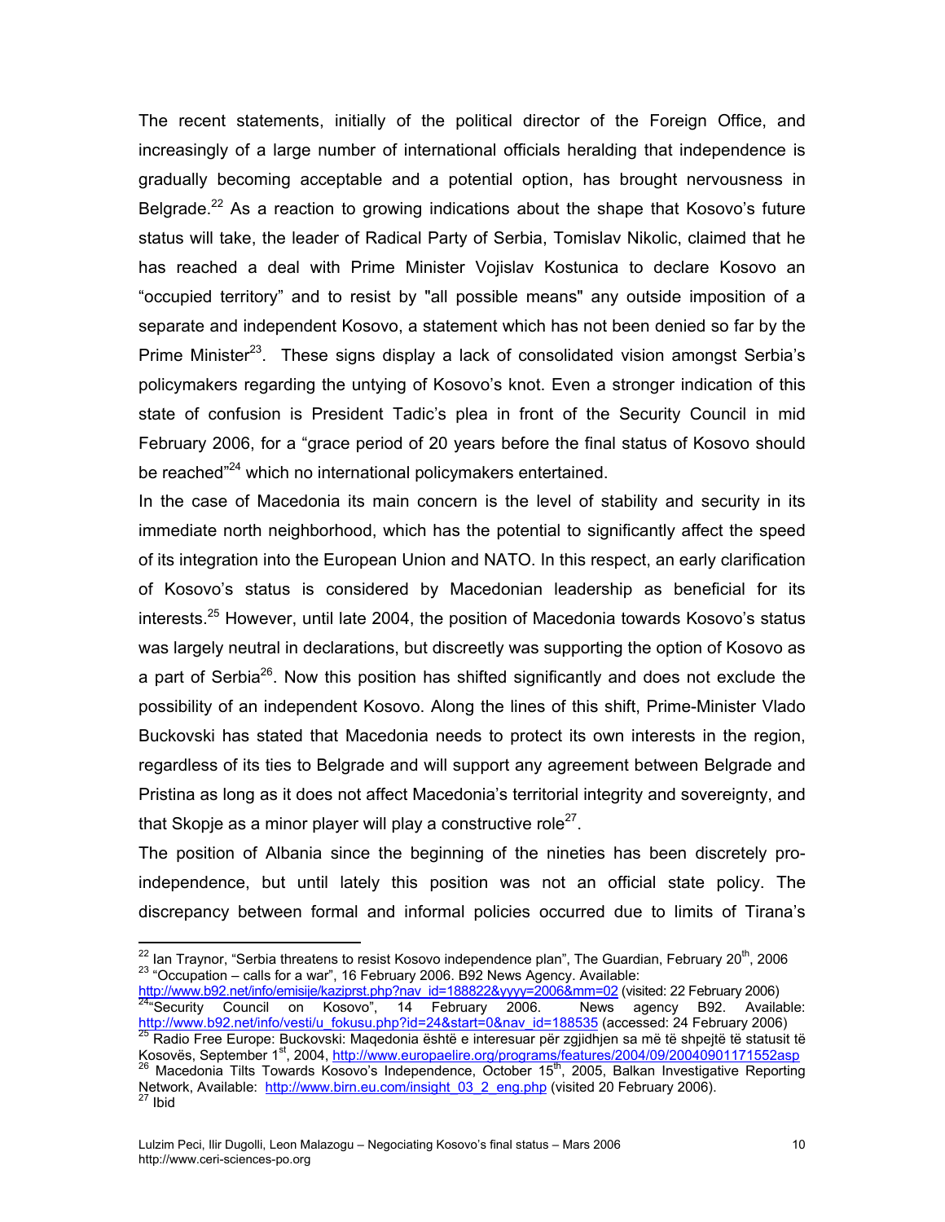The recent statements, initially of the political director of the Foreign Office, and increasingly of a large number of international officials heralding that independence is gradually becoming acceptable and a potential option, has brought nervousness in Belgrade.[22] As a reaction to growing indications about the shape that Kosovo's future status will take, the leader of Radical Party of Serbia, Tomislav Nikolic, claimed that he has reached a deal with Prime Minister Vojislav Kostunica to declare Kosovo an "occupied territory" and to resist by "all possible means" any outside imposition of a separate and independent Kosovo, a statement which has not been denied so far by the Prime Minister[23]. These signs display a lack of consolidated vision amongst Serbia's policymakers regarding the untying of Kosovo's knot. Even a stronger indication of this state of confusion is President Tadic's plea in front of the Security Council in mid February 2006, for a "grace period of 20 years before the final status of Kosovo should be reached"[24] which no international policymakers entertained.

In the case of Macedonia its main concern is the level of stability and security in its immediate north neighborhood, which has the potential to significantly affect the speed of its integration into the European Union and NATO. In this respect, an early clarification of Kosovo's status is considered by Macedonian leadership as beneficial for its interests.[25] However, until late 2004, the position of Macedonia towards Kosovo's status was largely neutral in declarations, but discreetly was supporting the option of Kosovo as a part of Serbia[26]. Now this position has shifted significantly and does not exclude the possibility of an independent Kosovo. Along the lines of this shift, Prime-Minister Vlado Buckovski has stated that Macedonia needs to protect its own interests in the region, regardless of its ties to Belgrade and will support any agreement between Belgrade and Pristina as long as it does not affect Macedonia's territorial integrity and sovereignty, and that Skopje as a minor player will play a constructive role[27].

The position of Albania since the beginning of the nineties has been discretely pro-independence, but until lately this position was not an official state policy. The discrepancy between formal and informal policies occurred due to limits of Tirana's

---

[22] Ian Traynor, "Serbia threatens to resist Kosovo independence plan", The Guardian, February 20th, 2006

[23] "Occupation – calls for a war", 16 February 2006. B92 News Agency. Available: http://www.b92.net/info/emisije/kaziprst.php?nav_id=188822&yyyy=2006&mm=02 (visited: 22 February 2006)

[24] "Security Council on Kosovo", 14 February 2006. News agency B92. Available: http://www.b92.net/info/vesti/u_fokusu.php?id=24&start=0&nav_id=188535 (accessed: 24 February 2006)

[25] Radio Free Europe: Buckovski: Maqedonia është e interesuar për zgjidhjen sa më të shpejtë të statusit të Kosovës, September 1st, 2004, http://www.europaelire.org/programs/features/2004/09/20040901171552asp

[26] Macedonia Tilts Towards Kosovo's Independence, October 15th, 2005, Balkan Investigative Reporting Network, Available: http://www.birn.eu.com/insight_03_2_eng.php (visited 20 February 2006).

[27] Ibid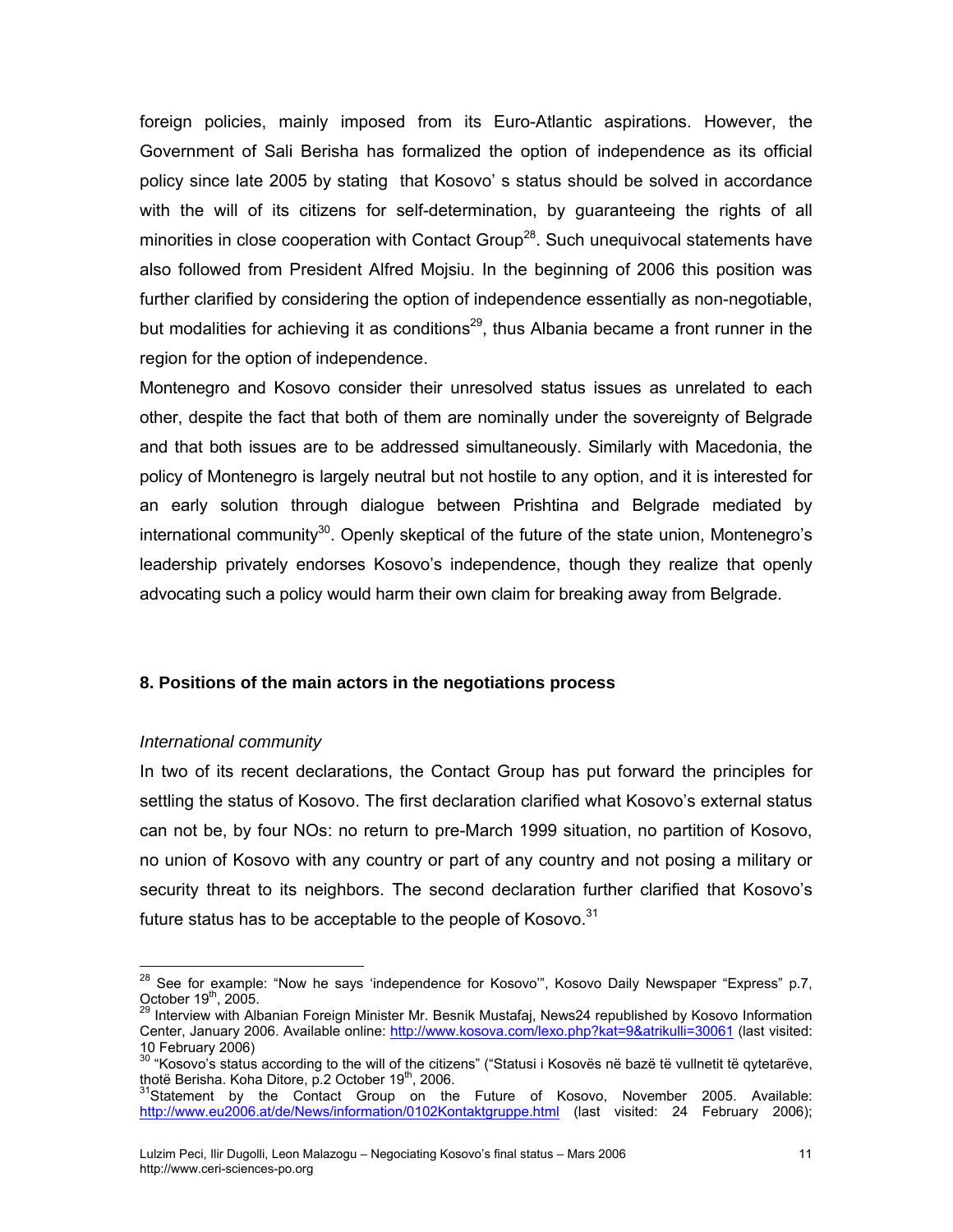foreign policies, mainly imposed from its Euro-Atlantic aspirations. However, the Government of Sali Berisha has formalized the option of independence as its official policy since late 2005 by stating that Kosovo' s status should be solved in accordance with the will of its citizens for self-determination, by guaranteeing the rights of all minorities in close cooperation with Contact Group[28]. Such unequivocal statements have also followed from President Alfred Mojsiu. In the beginning of 2006 this position was further clarified by considering the option of independence essentially as non-negotiable, but modalities for achieving it as conditions[29], thus Albania became a front runner in the region for the option of independence.

Montenegro and Kosovo consider their unresolved status issues as unrelated to each other, despite the fact that both of them are nominally under the sovereignty of Belgrade and that both issues are to be addressed simultaneously. Similarly with Macedonia, the policy of Montenegro is largely neutral but not hostile to any option, and it is interested for an early solution through dialogue between Prishtina and Belgrade mediated by international community[30]. Openly skeptical of the future of the state union, Montenegro's leadership privately endorses Kosovo's independence, though they realize that openly advocating such a policy would harm their own claim for breaking away from Belgrade.

### 8. Positions of the main actors in the negotiations process

*International community*

In two of its recent declarations, the Contact Group has put forward the principles for settling the status of Kosovo. The first declaration clarified what Kosovo's external status can not be, by four NOs: no return to pre-March 1999 situation, no partition of Kosovo, no union of Kosovo with any country or part of any country and not posing a military or security threat to its neighbors. The second declaration further clarified that Kosovo's future status has to be acceptable to the people of Kosovo.[31]

---

[28] See for example: "Now he says 'independence for Kosovo'", Kosovo Daily Newspaper "Express" p.7, October 19th, 2005.

[29] Interview with Albanian Foreign Minister Mr. Besnik Mustafaj, News24 republished by Kosovo Information Center, January 2006. Available online: http://www.kosova.com/lexo.php?kat=9&atrikulli=30061 (last visited: 10 February 2006)

[30] "Kosovo's status according to the will of the citizens" ("Statusi i Kosovës në bazë të vullnetit të qytetarëve, thotë Berisha. Koha Ditore, p.2 October 19th, 2006.

[31] Statement by the Contact Group on the Future of Kosovo, November 2005. Available: http://www.eu2006.at/de/News/information/0102Kontaktgruppe.html (last visited: 24 February 2006);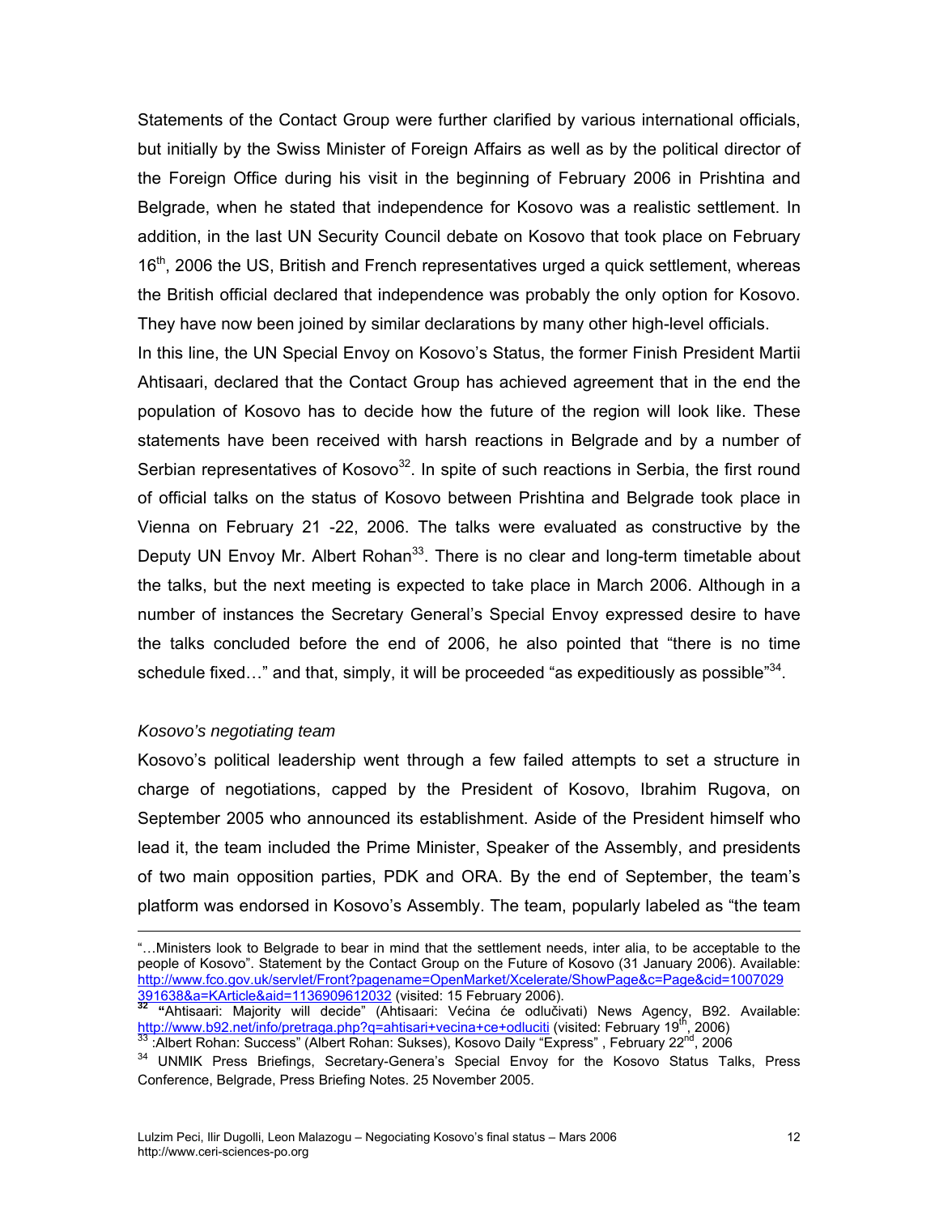Statements of the Contact Group were further clarified by various international officials, but initially by the Swiss Minister of Foreign Affairs as well as by the political director of the Foreign Office during his visit in the beginning of February 2006 in Prishtina and Belgrade, when he stated that independence for Kosovo was a realistic settlement. In addition, in the last UN Security Council debate on Kosovo that took place on February 16th, 2006 the US, British and French representatives urged a quick settlement, whereas the British official declared that independence was probably the only option for Kosovo. They have now been joined by similar declarations by many other high-level officials.

In this line, the UN Special Envoy on Kosovo's Status, the former Finish President Martii Ahtisaari, declared that the Contact Group has achieved agreement that in the end the population of Kosovo has to decide how the future of the region will look like. These statements have been received with harsh reactions in Belgrade and by a number of Serbian representatives of Kosovo[32]. In spite of such reactions in Serbia, the first round of official talks on the status of Kosovo between Prishtina and Belgrade took place in Vienna on February 21 -22, 2006. The talks were evaluated as constructive by the Deputy UN Envoy Mr. Albert Rohan[33]. There is no clear and long-term timetable about the talks, but the next meeting is expected to take place in March 2006. Although in a number of instances the Secretary General's Special Envoy expressed desire to have the talks concluded before the end of 2006, he also pointed that "there is no time schedule fixed…" and that, simply, it will be proceeded "as expeditiously as possible"[34].

*Kosovo's negotiating team*

Kosovo's political leadership went through a few failed attempts to set a structure in charge of negotiations, capped by the President of Kosovo, Ibrahim Rugova, on September 2005 who announced its establishment. Aside of the President himself who lead it, the team included the Prime Minister, Speaker of the Assembly, and presidents of two main opposition parties, PDK and ORA. By the end of September, the team's platform was endorsed in Kosovo's Assembly. The team, popularly labeled as "the team

---

"…Ministers look to Belgrade to bear in mind that the settlement needs, inter alia, to be acceptable to the people of Kosovo". Statement by the Contact Group on the Future of Kosovo (31 January 2006). Available: http://www.fco.gov.uk/servlet/Front?pagename=OpenMarket/Xcelerate/ShowPage&c=Page&cid=1007029391638&a=KArticle&aid=1136909612032 (visited: 15 February 2006).

[32] **"**Ahtisaari: Majority will decide" (Ahtisaari: Većina će odlučivati) News Agency, B92. Available: http://www.b92.net/info/pretraga.php?q=ahtisari+vecina+ce+odluciti (visited: February 19th, 2006)

[33] :Albert Rohan: Success" (Albert Rohan: Sukses), Kosovo Daily "Express" , February 22nd, 2006

[34] UNMIK Press Briefings, Secretary-Genera's Special Envoy for the Kosovo Status Talks, Press Conference, Belgrade, Press Briefing Notes. 25 November 2005.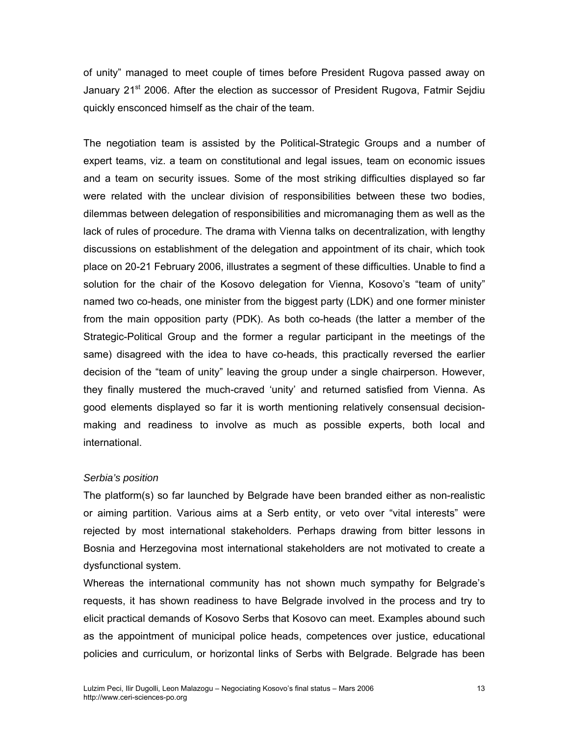of unity" managed to meet couple of times before President Rugova passed away on January 21st 2006. After the election as successor of President Rugova, Fatmir Sejdiu quickly ensconced himself as the chair of the team.

The negotiation team is assisted by the Political-Strategic Groups and a number of expert teams, viz. a team on constitutional and legal issues, team on economic issues and a team on security issues. Some of the most striking difficulties displayed so far were related with the unclear division of responsibilities between these two bodies, dilemmas between delegation of responsibilities and micromanaging them as well as the lack of rules of procedure. The drama with Vienna talks on decentralization, with lengthy discussions on establishment of the delegation and appointment of its chair, which took place on 20-21 February 2006, illustrates a segment of these difficulties. Unable to find a solution for the chair of the Kosovo delegation for Vienna, Kosovo's "team of unity" named two co-heads, one minister from the biggest party (LDK) and one former minister from the main opposition party (PDK). As both co-heads (the latter a member of the Strategic-Political Group and the former a regular participant in the meetings of the same) disagreed with the idea to have co-heads, this practically reversed the earlier decision of the "team of unity" leaving the group under a single chairperson. However, they finally mustered the much-craved 'unity' and returned satisfied from Vienna. As good elements displayed so far it is worth mentioning relatively consensual decision-making and readiness to involve as much as possible experts, both local and international.

*Serbia's position*

The platform(s) so far launched by Belgrade have been branded either as non-realistic or aiming partition. Various aims at a Serb entity, or veto over "vital interests" were rejected by most international stakeholders. Perhaps drawing from bitter lessons in Bosnia and Herzegovina most international stakeholders are not motivated to create a dysfunctional system.

Whereas the international community has not shown much sympathy for Belgrade's requests, it has shown readiness to have Belgrade involved in the process and try to elicit practical demands of Kosovo Serbs that Kosovo can meet. Examples abound such as the appointment of municipal police heads, competences over justice, educational policies and curriculum, or horizontal links of Serbs with Belgrade. Belgrade has been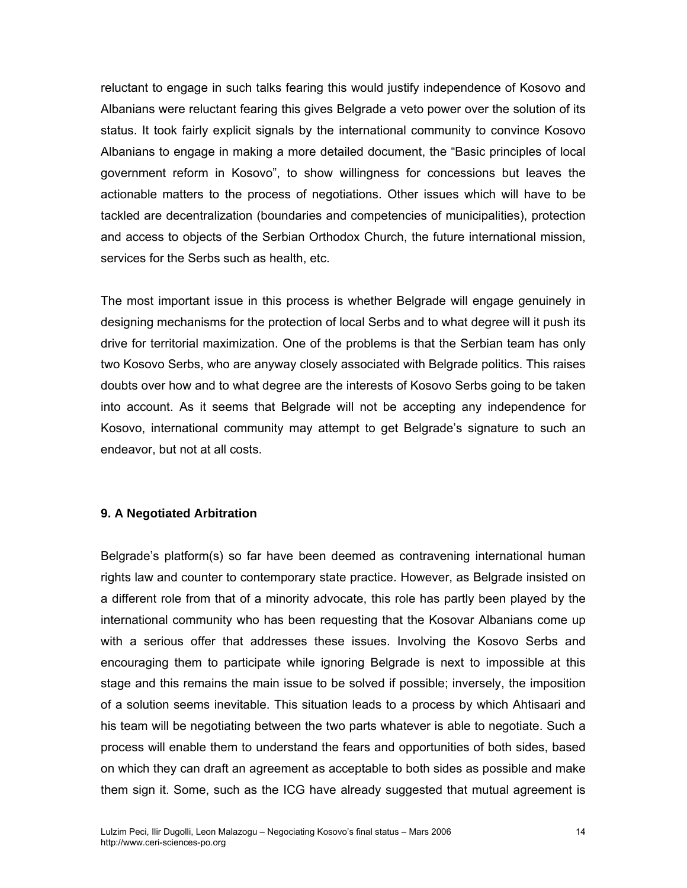reluctant to engage in such talks fearing this would justify independence of Kosovo and Albanians were reluctant fearing this gives Belgrade a veto power over the solution of its status. It took fairly explicit signals by the international community to convince Kosovo Albanians to engage in making a more detailed document, the "Basic principles of local government reform in Kosovo", to show willingness for concessions but leaves the actionable matters to the process of negotiations. Other issues which will have to be tackled are decentralization (boundaries and competencies of municipalities), protection and access to objects of the Serbian Orthodox Church, the future international mission, services for the Serbs such as health, etc.

The most important issue in this process is whether Belgrade will engage genuinely in designing mechanisms for the protection of local Serbs and to what degree will it push its drive for territorial maximization. One of the problems is that the Serbian team has only two Kosovo Serbs, who are anyway closely associated with Belgrade politics. This raises doubts over how and to what degree are the interests of Kosovo Serbs going to be taken into account. As it seems that Belgrade will not be accepting any independence for Kosovo, international community may attempt to get Belgrade's signature to such an endeavor, but not at all costs.

### 9. A Negotiated Arbitration

Belgrade's platform(s) so far have been deemed as contravening international human rights law and counter to contemporary state practice. However, as Belgrade insisted on a different role from that of a minority advocate, this role has partly been played by the international community who has been requesting that the Kosovar Albanians come up with a serious offer that addresses these issues. Involving the Kosovo Serbs and encouraging them to participate while ignoring Belgrade is next to impossible at this stage and this remains the main issue to be solved if possible; inversely, the imposition of a solution seems inevitable. This situation leads to a process by which Ahtisaari and his team will be negotiating between the two parts whatever is able to negotiate. Such a process will enable them to understand the fears and opportunities of both sides, based on which they can draft an agreement as acceptable to both sides as possible and make them sign it. Some, such as the ICG have already suggested that mutual agreement is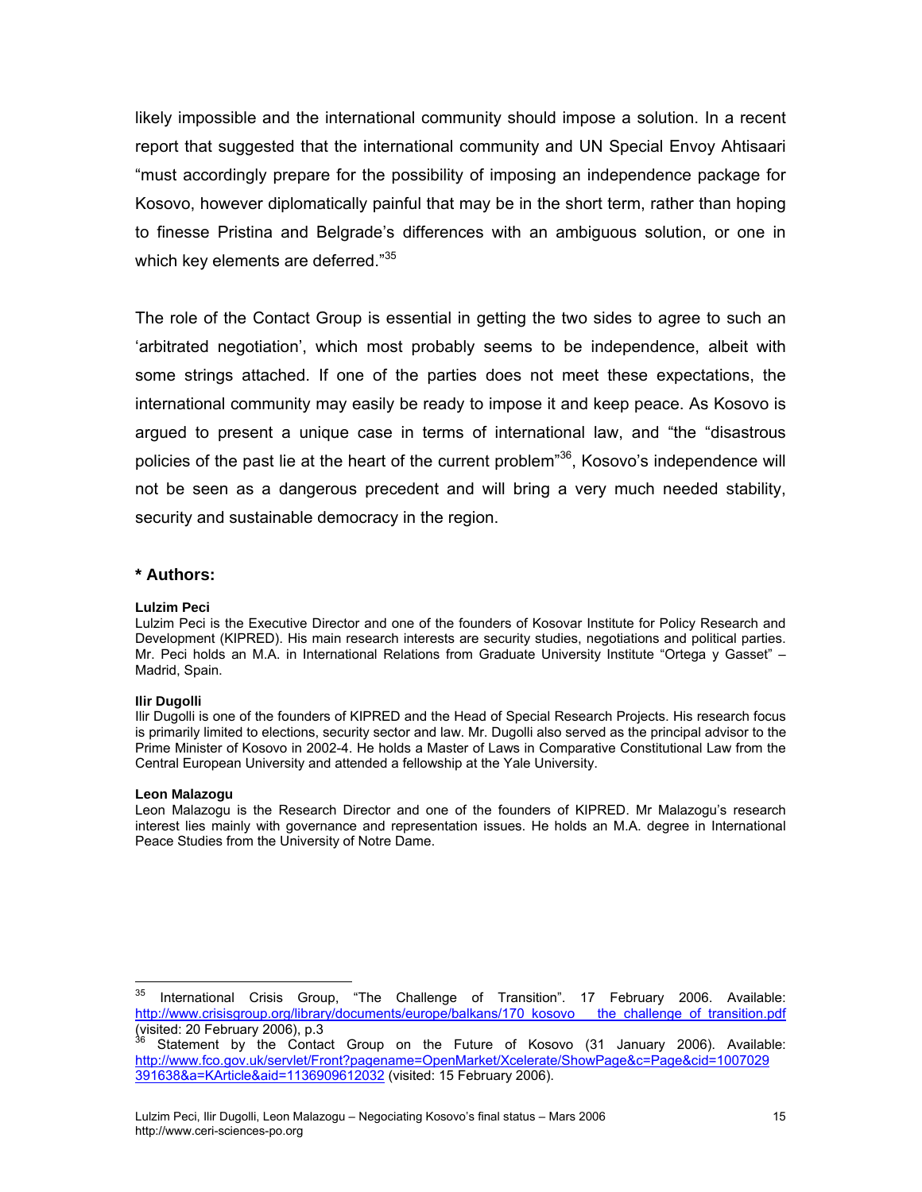likely impossible and the international community should impose a solution. In a recent report that suggested that the international community and UN Special Envoy Ahtisaari "must accordingly prepare for the possibility of imposing an independence package for Kosovo, however diplomatically painful that may be in the short term, rather than hoping to finesse Pristina and Belgrade's differences with an ambiguous solution, or one in which key elements are deferred."[35]

The role of the Contact Group is essential in getting the two sides to agree to such an 'arbitrated negotiation', which most probably seems to be independence, albeit with some strings attached. If one of the parties does not meet these expectations, the international community may easily be ready to impose it and keep peace. As Kosovo is argued to present a unique case in terms of international law, and "the "disastrous policies of the past lie at the heart of the current problem"[36], Kosovo's independence will not be seen as a dangerous precedent and will bring a very much needed stability, security and sustainable democracy in the region.

## * Authors:

**Lulzim Peci**
Lulzim Peci is the Executive Director and one of the founders of Kosovar Institute for Policy Research and Development (KIPRED). His main research interests are security studies, negotiations and political parties. Mr. Peci holds an M.A. in International Relations from Graduate University Institute "Ortega y Gasset" – Madrid, Spain.

**Ilir Dugolli**
Ilir Dugolli is one of the founders of KIPRED and the Head of Special Research Projects. His research focus is primarily limited to elections, security sector and law. Mr. Dugolli also served as the principal advisor to the Prime Minister of Kosovo in 2002-4. He holds a Master of Laws in Comparative Constitutional Law from the Central European University and attended a fellowship at the Yale University.

**Leon Malazogu**
Leon Malazogu is the Research Director and one of the founders of KIPRED. Mr Malazogu's research interest lies mainly with governance and representation issues. He holds an M.A. degree in International Peace Studies from the University of Notre Dame.

---

[35] International Crisis Group, "The Challenge of Transition". 17 February 2006. Available: http://www.crisisgroup.org/library/documents/europe/balkans/170_kosovo___the_challenge_of_transition.pdf (visited: 20 February 2006), p.3

[36] Statement by the Contact Group on the Future of Kosovo (31 January 2006). Available: http://www.fco.gov.uk/servlet/Front?pagename=OpenMarket/Xcelerate/ShowPage&c=Page&cid=1007029391638&a=KArticle&aid=1136909612032 (visited: 15 February 2006).